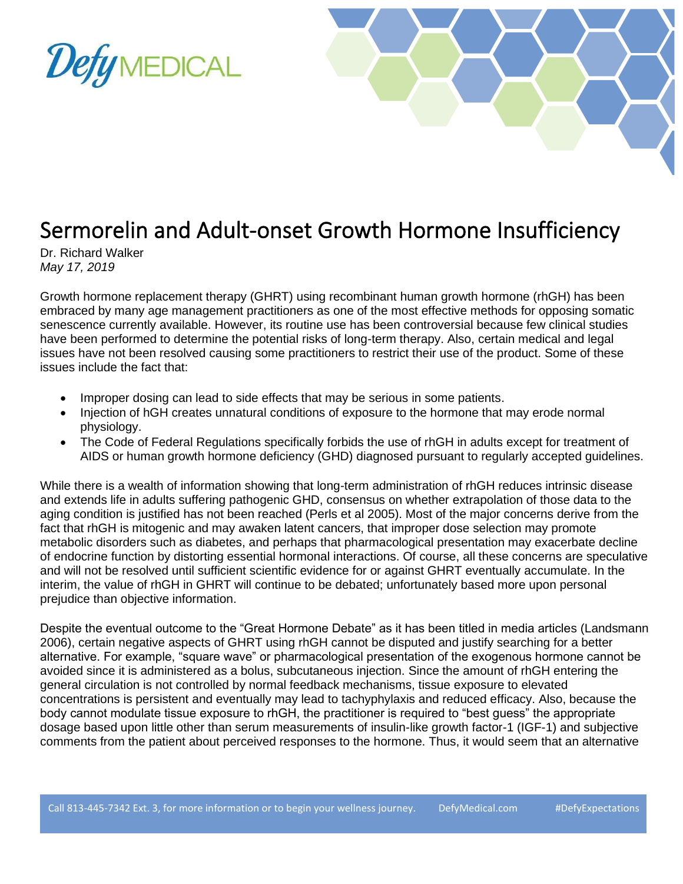Defy MEDICAL

# Sermorelin and Adult-onset Growth Hormone Insufficiency

Dr. Richard Walker
*May 17, 2019*

Growth hormone replacement therapy (GHRT) using recombinant human growth hormone (rhGH) has been embraced by many age management practitioners as one of the most effective methods for opposing somatic senescence currently available. However, its routine use has been controversial because few clinical studies have been performed to determine the potential risks of long-term therapy. Also, certain medical and legal issues have not been resolved causing some practitioners to restrict their use of the product. Some of these issues include the fact that:

- Improper dosing can lead to side effects that may be serious in some patients.
- Injection of hGH creates unnatural conditions of exposure to the hormone that may erode normal physiology.
- The Code of Federal Regulations specifically forbids the use of rhGH in adults except for treatment of AIDS or human growth hormone deficiency (GHD) diagnosed pursuant to regularly accepted guidelines.

While there is a wealth of information showing that long-term administration of rhGH reduces intrinsic disease and extends life in adults suffering pathogenic GHD, consensus on whether extrapolation of those data to the aging condition is justified has not been reached (Perls et al 2005). Most of the major concerns derive from the fact that rhGH is mitogenic and may awaken latent cancers, that improper dose selection may promote metabolic disorders such as diabetes, and perhaps that pharmacological presentation may exacerbate decline of endocrine function by distorting essential hormonal interactions. Of course, all these concerns are speculative and will not be resolved until sufficient scientific evidence for or against GHRT eventually accumulate. In the interim, the value of rhGH in GHRT will continue to be debated; unfortunately based more upon personal prejudice than objective information.

Despite the eventual outcome to the "Great Hormone Debate" as it has been titled in media articles (Landsmann 2006), certain negative aspects of GHRT using rhGH cannot be disputed and justify searching for a better alternative. For example, "square wave" or pharmacological presentation of the exogenous hormone cannot be avoided since it is administered as a bolus, subcutaneous injection. Since the amount of rhGH entering the general circulation is not controlled by normal feedback mechanisms, tissue exposure to elevated concentrations is persistent and eventually may lead to tachyphylaxis and reduced efficacy. Also, because the body cannot modulate tissue exposure to rhGH, the practitioner is required to "best guess" the appropriate dosage based upon little other than serum measurements of insulin-like growth factor-1 (IGF-1) and subjective comments from the patient about perceived responses to the hormone. Thus, it would seem that an alternative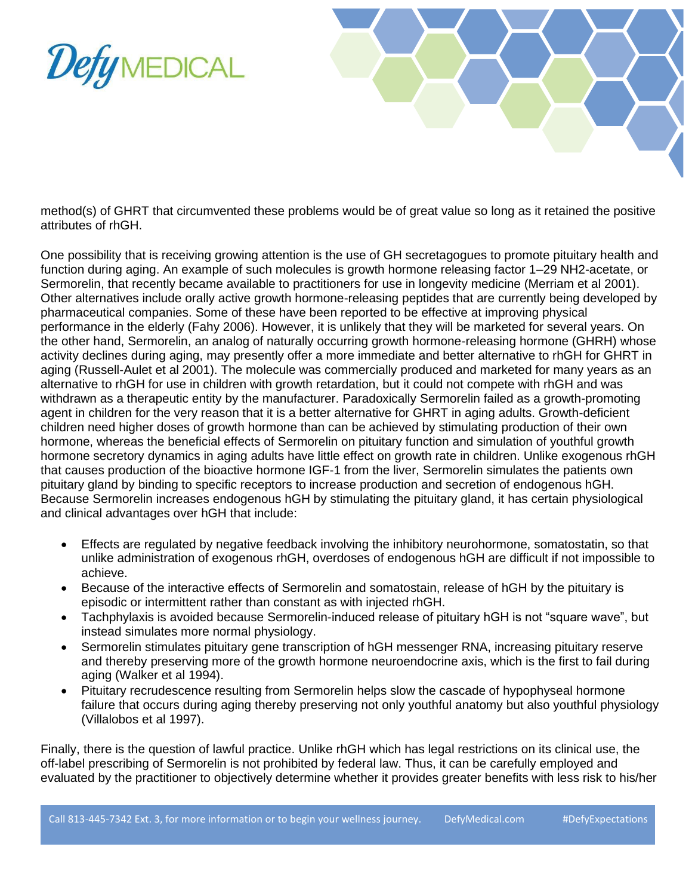method(s) of GHRT that circumvented these problems would be of great value so long as it retained the positive attributes of rhGH.

One possibility that is receiving growing attention is the use of GH secretagogues to promote pituitary health and function during aging. An example of such molecules is growth hormone releasing factor 1–29 NH2-acetate, or Sermorelin, that recently became available to practitioners for use in longevity medicine (Merriam et al 2001). Other alternatives include orally active growth hormone-releasing peptides that are currently being developed by pharmaceutical companies. Some of these have been reported to be effective at improving physical performance in the elderly (Fahy 2006). However, it is unlikely that they will be marketed for several years. On the other hand, Sermorelin, an analog of naturally occurring growth hormone-releasing hormone (GHRH) whose activity declines during aging, may presently offer a more immediate and better alternative to rhGH for GHRT in aging (Russell-Aulet et al 2001). The molecule was commercially produced and marketed for many years as an alternative to rhGH for use in children with growth retardation, but it could not compete with rhGH and was withdrawn as a therapeutic entity by the manufacturer. Paradoxically Sermorelin failed as a growth-promoting agent in children for the very reason that it is a better alternative for GHRT in aging adults. Growth-deficient children need higher doses of growth hormone than can be achieved by stimulating production of their own hormone, whereas the beneficial effects of Sermorelin on pituitary function and simulation of youthful growth hormone secretory dynamics in aging adults have little effect on growth rate in children. Unlike exogenous rhGH that causes production of the bioactive hormone IGF-1 from the liver, Sermorelin simulates the patients own pituitary gland by binding to specific receptors to increase production and secretion of endogenous hGH. Because Sermorelin increases endogenous hGH by stimulating the pituitary gland, it has certain physiological and clinical advantages over hGH that include:

- Effects are regulated by negative feedback involving the inhibitory neurohormone, somatostatin, so that unlike administration of exogenous rhGH, overdoses of endogenous hGH are difficult if not impossible to achieve.
- Because of the interactive effects of Sermorelin and somatostain, release of hGH by the pituitary is episodic or intermittent rather than constant as with injected rhGH.
- Tachphylaxis is avoided because Sermorelin-induced release of pituitary hGH is not "square wave", but instead simulates more normal physiology.
- Sermorelin stimulates pituitary gene transcription of hGH messenger RNA, increasing pituitary reserve and thereby preserving more of the growth hormone neuroendocrine axis, which is the first to fail during aging (Walker et al 1994).
- Pituitary recrudescence resulting from Sermorelin helps slow the cascade of hypophyseal hormone failure that occurs during aging thereby preserving not only youthful anatomy but also youthful physiology (Villalobos et al 1997).

Finally, there is the question of lawful practice. Unlike rhGH which has legal restrictions on its clinical use, the off-label prescribing of Sermorelin is not prohibited by federal law. Thus, it can be carefully employed and evaluated by the practitioner to objectively determine whether it provides greater benefits with less risk to his/her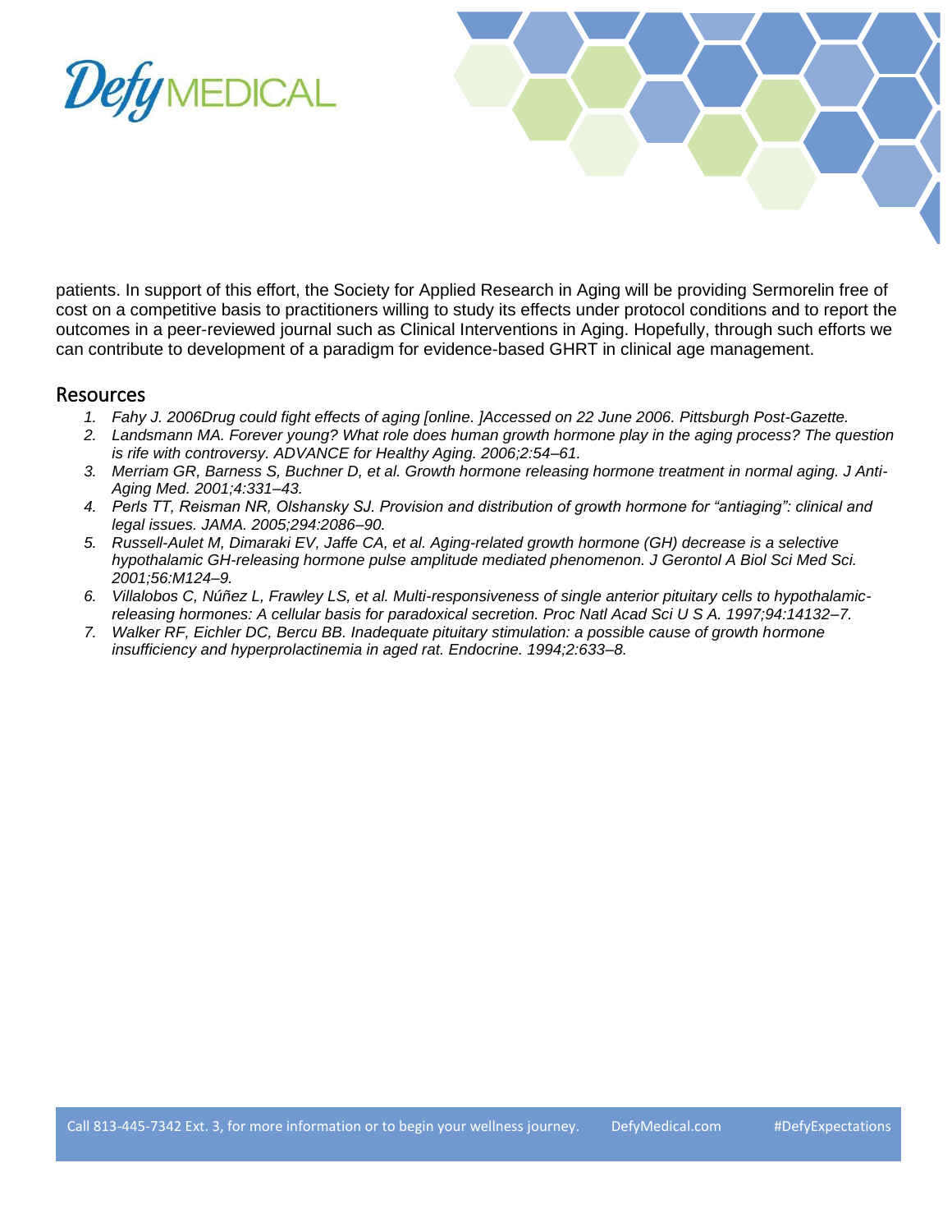patients. In support of this effort, the Society for Applied Research in Aging will be providing Sermorelin free of cost on a competitive basis to practitioners willing to study its effects under protocol conditions and to report the outcomes in a peer-reviewed journal such as Clinical Interventions in Aging. Hopefully, through such efforts we can contribute to development of a paradigm for evidence-based GHRT in clinical age management.

## Resources

1. *Fahy J. 2006Drug could fight effects of aging [online. ]Accessed on 22 June 2006. Pittsburgh Post-Gazette.*
2. *Landsmann MA. Forever young? What role does human growth hormone play in the aging process? The question is rife with controversy. ADVANCE for Healthy Aging. 2006;2:54–61.*
3. *Merriam GR, Barness S, Buchner D, et al. Growth hormone releasing hormone treatment in normal aging. J Anti-Aging Med. 2001;4:331–43.*
4. *Perls TT, Reisman NR, Olshansky SJ. Provision and distribution of growth hormone for "antiaging": clinical and legal issues. JAMA. 2005;294:2086–90.*
5. *Russell-Aulet M, Dimaraki EV, Jaffe CA, et al. Aging-related growth hormone (GH) decrease is a selective hypothalamic GH-releasing hormone pulse amplitude mediated phenomenon. J Gerontol A Biol Sci Med Sci. 2001;56:M124–9.*
6. *Villalobos C, Núñez L, Frawley LS, et al. Multi-responsiveness of single anterior pituitary cells to hypothalamic-releasing hormones: A cellular basis for paradoxical secretion. Proc Natl Acad Sci U S A. 1997;94:14132–7.*
7. *Walker RF, Eichler DC, Bercu BB. Inadequate pituitary stimulation: a possible cause of growth hormone insufficiency and hyperprolactinemia in aged rat. Endocrine. 1994;2:633–8.*